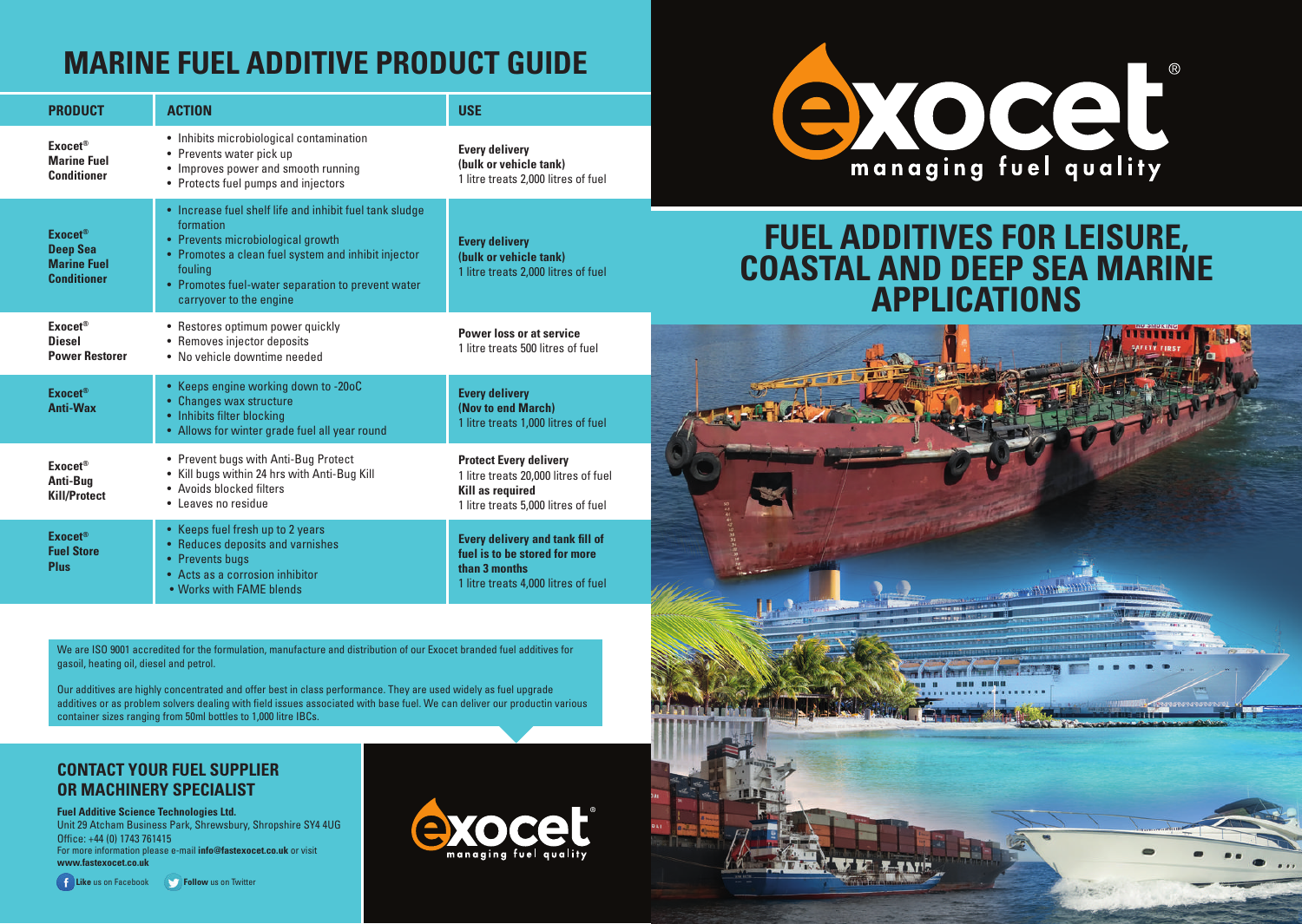# MARINE FUEL ADDITIVE PRODUCT GUIDE

| PRODUCT | ACTION | USE |
|---|---|---|
| **Exocet® Marine Fuel Conditioner** | • Inhibits microbiological contamination<br>• Prevents water pick up<br>• Improves power and smooth running<br>• Protects fuel pumps and injectors | **Every delivery (bulk or vehicle tank)**<br>1 litre treats 2,000 litres of fuel |
| **Exocet® Deep Sea Marine Fuel Conditioner** | • Increase fuel shelf life and inhibit fuel tank sludge formation<br>• Prevents microbiological growth<br>• Promotes a clean fuel system and inhibit injector fouling<br>• Promotes fuel-water separation to prevent water carryover to the engine | **Every delivery (bulk or vehicle tank)**<br>1 litre treats 2,000 litres of fuel |
| **Exocet® Diesel Power Restorer** | • Restores optimum power quickly<br>• Removes injector deposits<br>• No vehicle downtime needed | **Power loss or at service**<br>1 litre treats 500 litres of fuel |
| **Exocet® Anti-Wax** | • Keeps engine working down to -20oC<br>• Changes wax structure<br>• Inhibits filter blocking<br>• Allows for winter grade fuel all year round | **Every delivery (Nov to end March)**<br>1 litre treats 1,000 litres of fuel |
| **Exocet® Anti-Bug Kill/Protect** | • Prevent bugs with Anti-Bug Protect<br>• Kill bugs within 24 hrs with Anti-Bug Kill<br>• Avoids blocked filters<br>• Leaves no residue | **Protect Every delivery**<br>1 litre treats 20,000 litres of fuel<br>**Kill as required**<br>1 litre treats 5,000 litres of fuel |
| **Exocet® Fuel Store Plus** | • Keeps fuel fresh up to 2 years<br>• Reduces deposits and varnishes<br>• Prevents bugs<br>• Acts as a corrosion inhibitor<br>• Works with FAME blends | **Every delivery and tank fill of fuel is to be stored for more than 3 months**<br>1 litre treats 4,000 litres of fuel |

We are ISO 9001 accredited for the formulation, manufacture and distribution of our Exocet branded fuel additives for gasoil, heating oil, diesel and petrol.

Our additives are highly concentrated and offer best in class performance. They are used widely as fuel upgrade additives or as problem solvers dealing with field issues associated with base fuel. We can deliver our productin various container sizes ranging from 50ml bottles to 1,000 litre IBCs.

## CONTACT YOUR FUEL SUPPLIER OR MACHINERY SPECIALIST

**Fuel Additive Science Technologies Ltd.**
Unit 29 Atcham Business Park, Shrewsbury, Shropshire SY4 4UG
Office: +44 (0) 1743 761415
For more information please e-mail **info@fastexocet.co.uk** or visit **www.fastexocet.co.uk**

**Like** us on Facebook **Follow** us on Twitter

exocet® managing fuel quality

exocet® managing fuel quality

# FUEL ADDITIVES FOR LEISURE, COASTAL AND DEEP SEA MARINE APPLICATIONS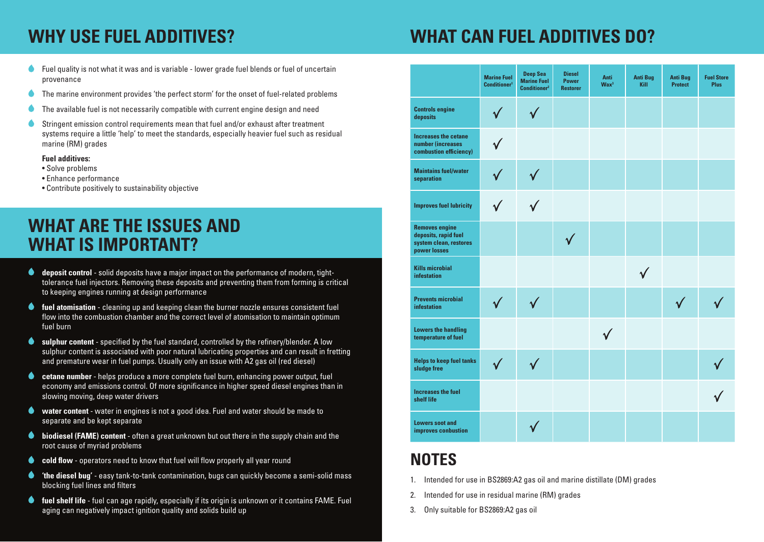## WHY USE FUEL ADDITIVES?

- Fuel quality is not what it was and is variable - lower grade fuel blends or fuel of uncertain provenance
- The marine environment provides 'the perfect storm' for the onset of fuel-related problems
- The available fuel is not necessarily compatible with current engine design and need
- Stringent emission control requirements mean that fuel and/or exhaust after treatment systems require a little 'help' to meet the standards, especially heavier fuel such as residual marine (RM) grades

**Fuel additives:**

- Solve problems
- Enhance performance
- Contribute positively to sustainability objective

## WHAT ARE THE ISSUES AND WHAT IS IMPORTANT?

- **deposit control** - solid deposits have a major impact on the performance of modern, tight-tolerance fuel injectors. Removing these deposits and preventing them from forming is critical to keeping engines running at design performance
- **fuel atomisation** - cleaning up and keeping clean the burner nozzle ensures consistent fuel flow into the combustion chamber and the correct level of atomisation to maintain optimum fuel burn
- **sulphur content** - specified by the fuel standard, controlled by the refinery/blender. A low sulphur content is associated with poor natural lubricating properties and can result in fretting and premature wear in fuel pumps. Usually only an issue with A2 gas oil (red diesel)
- **cetane number** - helps produce a more complete fuel burn, enhancing power output, fuel economy and emissions control. Of more significance in higher speed diesel engines than in slowing moving, deep water drivers
- **water content** - water in engines is not a good idea. Fuel and water should be made to separate and be kept separate
- **biodiesel (FAME) content** - often a great unknown but out there in the supply chain and the root cause of myriad problems
- **cold flow** - operators need to know that fuel will flow properly all year round
- **'the diesel bug'** - easy tank-to-tank contamination, bugs can quickly become a semi-solid mass blocking fuel lines and filters
- **fuel shelf life** - fuel can age rapidly, especially if its origin is unknown or it contains FAME. Fuel aging can negatively impact ignition quality and solids build up

## WHAT CAN FUEL ADDITIVES DO?

| | Marine Fuel Conditioner[1] | Deep Sea Marine Fuel Conditioner[2] | Diesel Power Restorer | Anti Wax[3] | Anti Bug Kill | Anti Bug Protect | Fuel Store Plus |
|---|---|---|---|---|---|---|---|
| **Controls engine deposits** | √ | √ | | | | | |
| **Increases the cetane number (increases combustion efficiency)** | √ | | | | | | |
| **Maintains fuel/water separation** | √ | √ | | | | | |
| **Improves fuel lubricity** | √ | √ | | | | | |
| **Removes engine deposits, rapid fuel system clean, restores power losses** | | | √ | | | | |
| **Kills microbial infestation** | | | | | √ | | |
| **Prevents microbial infestation** | √ | √ | | | | √ | √ |
| **Lowers the handling temperature of fuel** | | | | √ | | | |
| **Helps to keep fuel tanks sludge free** | √ | √ | | | | | √ |
| **Increases the fuel shelf life** | | | | | | | √ |
| **Lowers soot and improves conbustion** | | √ | | | | | |

## NOTES

1. Intended for use in BS2869:A2 gas oil and marine distillate (DM) grades
2. Intended for use in residual marine (RM) grades
3. Only suitable for BS2869:A2 gas oil